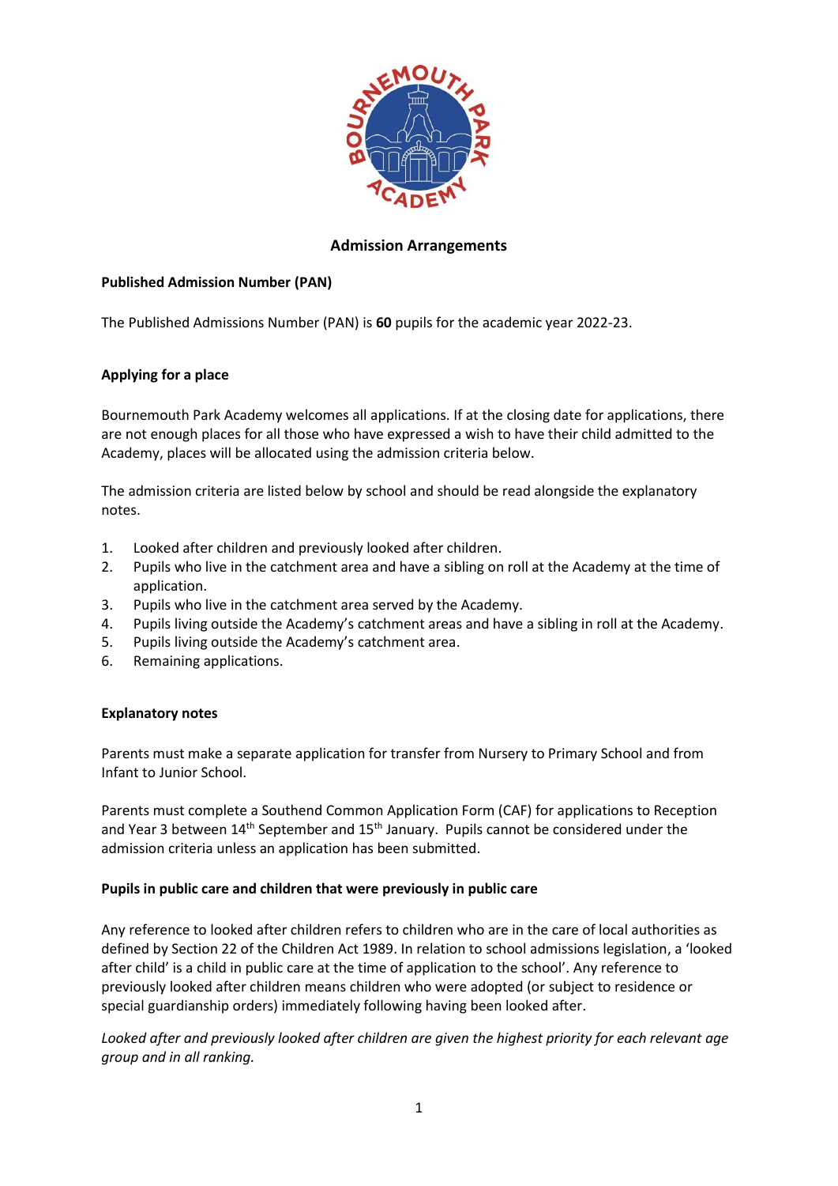# Admission Arrangements

## Published Admission Number (PAN)

The Published Admissions Number (PAN) is **60** pupils for the academic year 2022-23.

## Applying for a place

Bournemouth Park Academy welcomes all applications. If at the closing date for applications, there are not enough places for all those who have expressed a wish to have their child admitted to the Academy, places will be allocated using the admission criteria below.

The admission criteria are listed below by school and should be read alongside the explanatory notes.

1. Looked after children and previously looked after children.
2. Pupils who live in the catchment area and have a sibling on roll at the Academy at the time of application.
3. Pupils who live in the catchment area served by the Academy.
4. Pupils living outside the Academy's catchment areas and have a sibling in roll at the Academy.
5. Pupils living outside the Academy's catchment area.
6. Remaining applications.

## Explanatory notes

Parents must make a separate application for transfer from Nursery to Primary School and from Infant to Junior School.

Parents must complete a Southend Common Application Form (CAF) for applications to Reception and Year 3 between 14th September and 15th January. Pupils cannot be considered under the admission criteria unless an application has been submitted.

## Pupils in public care and children that were previously in public care

Any reference to looked after children refers to children who are in the care of local authorities as defined by Section 22 of the Children Act 1989. In relation to school admissions legislation, a 'looked after child' is a child in public care at the time of application to the school'. Any reference to previously looked after children means children who were adopted (or subject to residence or special guardianship orders) immediately following having been looked after.

*Looked after and previously looked after children are given the highest priority for each relevant age group and in all ranking.*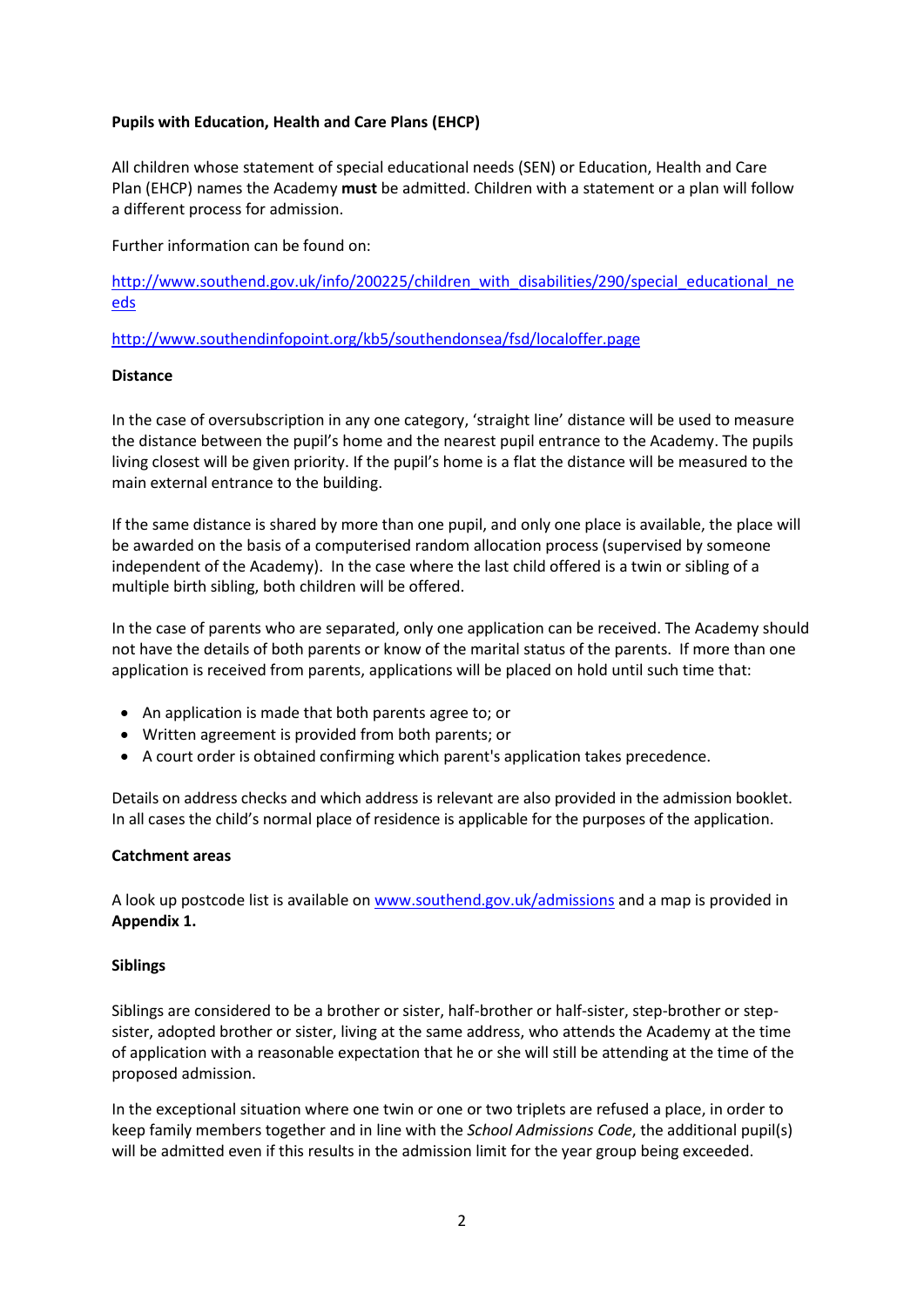**Pupils with Education, Health and Care Plans (EHCP)**

All children whose statement of special educational needs (SEN) or Education, Health and Care Plan (EHCP) names the Academy **must** be admitted. Children with a statement or a plan will follow a different process for admission.

Further information can be found on:

[http://www.southend.gov.uk/info/200225/children_with_disabilities/290/special_educational_needs](http://www.southend.gov.uk/info/200225/children_with_disabilities/290/special_educational_needs)

[http://www.southendinfopoint.org/kb5/southendonsea/fsd/localoffer.page](http://www.southendinfopoint.org/kb5/southendonsea/fsd/localoffer.page)

**Distance**

In the case of oversubscription in any one category, 'straight line' distance will be used to measure the distance between the pupil's home and the nearest pupil entrance to the Academy. The pupils living closest will be given priority. If the pupil's home is a flat the distance will be measured to the main external entrance to the building.

If the same distance is shared by more than one pupil, and only one place is available, the place will be awarded on the basis of a computerised random allocation process (supervised by someone independent of the Academy). In the case where the last child offered is a twin or sibling of a multiple birth sibling, both children will be offered.

In the case of parents who are separated, only one application can be received. The Academy should not have the details of both parents or know of the marital status of the parents. If more than one application is received from parents, applications will be placed on hold until such time that:

- An application is made that both parents agree to; or
- Written agreement is provided from both parents; or
- A court order is obtained confirming which parent's application takes precedence.

Details on address checks and which address is relevant are also provided in the admission booklet. In all cases the child's normal place of residence is applicable for the purposes of the application.

**Catchment areas**

A look up postcode list is available on [www.southend.gov.uk/admissions](http://www.southend.gov.uk/admissions) and a map is provided in **Appendix 1.**

**Siblings**

Siblings are considered to be a brother or sister, half-brother or half-sister, step-brother or step-sister, adopted brother or sister, living at the same address, who attends the Academy at the time of application with a reasonable expectation that he or she will still be attending at the time of the proposed admission.

In the exceptional situation where one twin or one or two triplets are refused a place, in order to keep family members together and in line with the *School Admissions Code*, the additional pupil(s) will be admitted even if this results in the admission limit for the year group being exceeded.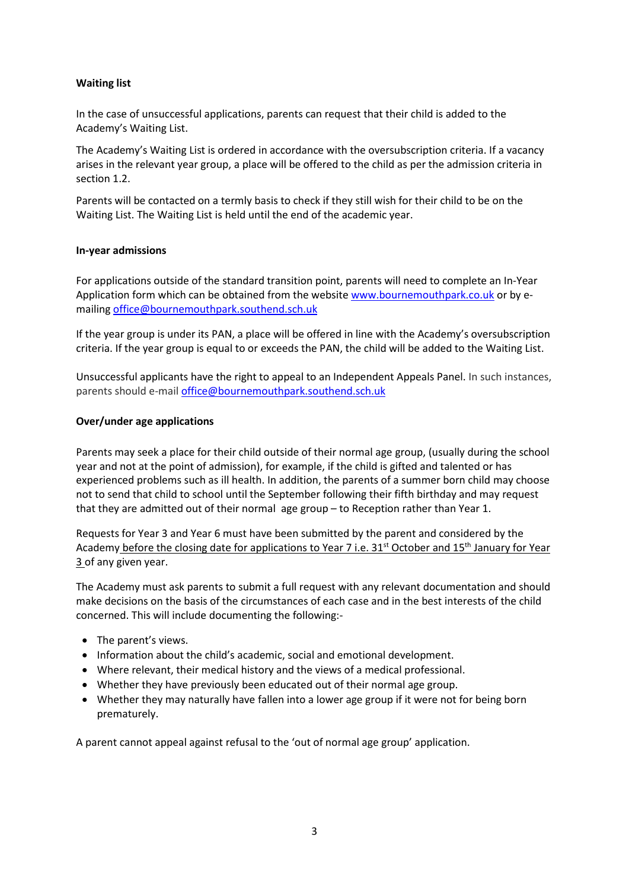**Waiting list**

In the case of unsuccessful applications, parents can request that their child is added to the Academy's Waiting List.

The Academy's Waiting List is ordered in accordance with the oversubscription criteria. If a vacancy arises in the relevant year group, a place will be offered to the child as per the admission criteria in section 1.2.

Parents will be contacted on a termly basis to check if they still wish for their child to be on the Waiting List. The Waiting List is held until the end of the academic year.

**In-year admissions**

For applications outside of the standard transition point, parents will need to complete an In-Year Application form which can be obtained from the website [www.bournemouthpark.co.uk](www.bournemouthpark.co.uk) or by e-mailing [office@bournemouthpark.southend.sch.uk](mailto:office@bournemouthpark.southend.sch.uk)

If the year group is under its PAN, a place will be offered in line with the Academy's oversubscription criteria. If the year group is equal to or exceeds the PAN, the child will be added to the Waiting List.

Unsuccessful applicants have the right to appeal to an Independent Appeals Panel. In such instances, parents should e-mail [office@bournemouthpark.southend.sch.uk](mailto:office@bournemouthpark.southend.sch.uk)

**Over/under age applications**

Parents may seek a place for their child outside of their normal age group, (usually during the school year and not at the point of admission), for example, if the child is gifted and talented or has experienced problems such as ill health. In addition, the parents of a summer born child may choose not to send that child to school until the September following their fifth birthday and may request that they are admitted out of their normal age group – to Reception rather than Year 1.

Requests for Year 3 and Year 6 must have been submitted by the parent and considered by the Academy before the closing date for applications to Year 7 i.e. 31st October and 15th January for Year 3 of any given year.

The Academy must ask parents to submit a full request with any relevant documentation and should make decisions on the basis of the circumstances of each case and in the best interests of the child concerned. This will include documenting the following:-

- The parent's views.
- Information about the child's academic, social and emotional development.
- Where relevant, their medical history and the views of a medical professional.
- Whether they have previously been educated out of their normal age group.
- Whether they may naturally have fallen into a lower age group if it were not for being born prematurely.

A parent cannot appeal against refusal to the 'out of normal age group' application.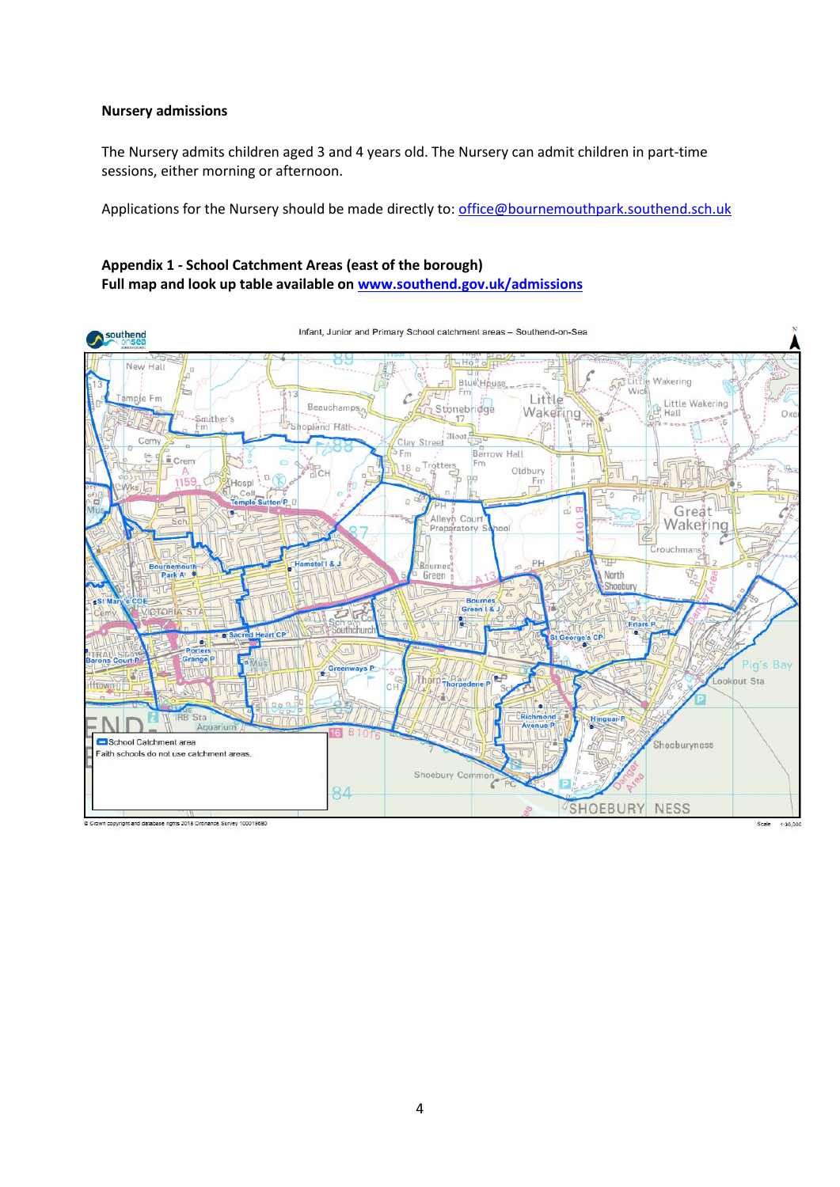**Nursery admissions**

The Nursery admits children aged 3 and 4 years old. The Nursery can admit children in part-time sessions, either morning or afternoon.

Applications for the Nursery should be made directly to: office@bournemouthpark.southend.sch.uk

**Appendix 1 - School Catchment Areas (east of the borough)**
**Full map and look up table available on www.southend.gov.uk/admissions**

Infant, Junior and Primary School catchment areas – Southend-on-Sea

School Catchment area

Faith schools do not use catchment areas.

© Crown copyright and database rights 2018 Ordnance Survey 100019680